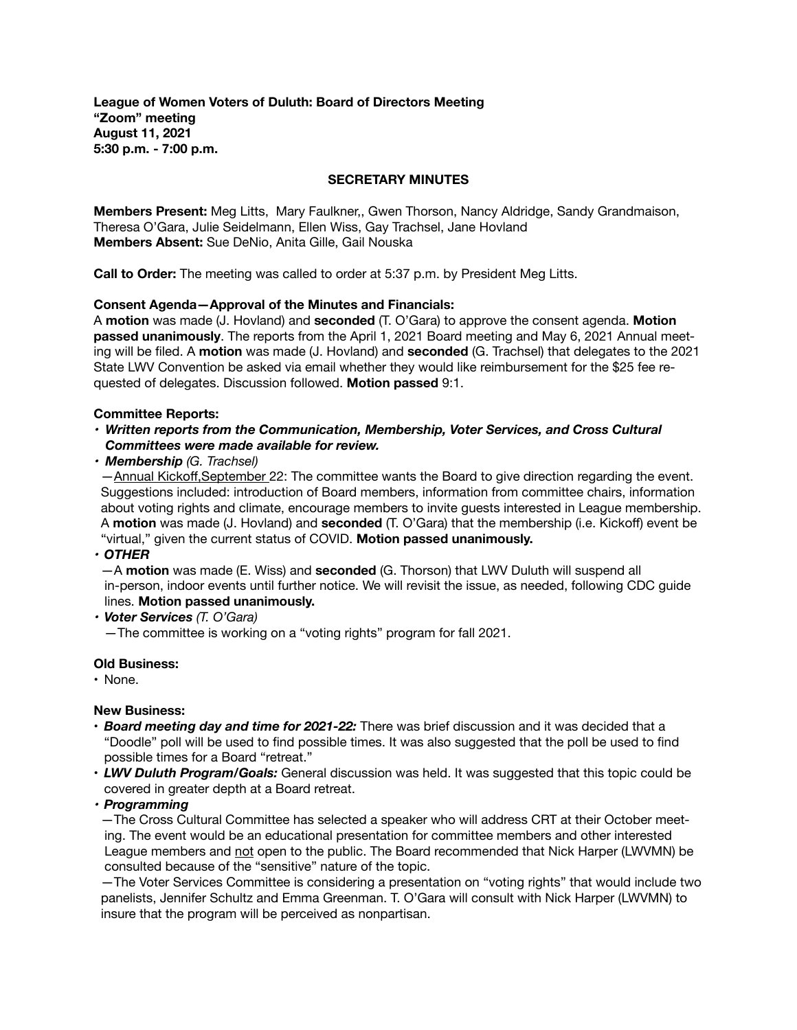**League of Women Voters of Duluth: Board of Directors Meeting**
**"Zoom" meeting**
**August 11, 2021**
**5:30 p.m. - 7:00 p.m.**

**SECRETARY MINUTES**

**Members Present:** Meg Litts, Mary Faulkner,, Gwen Thorson, Nancy Aldridge, Sandy Grandmaison, Theresa O'Gara, Julie Seidelmann, Ellen Wiss, Gay Trachsel, Jane Hovland
**Members Absent:** Sue DeNio, Anita Gille, Gail Nouska

**Call to Order:** The meeting was called to order at 5:37 p.m. by President Meg Litts.

**Consent Agenda—Approval of the Minutes and Financials:**
A **motion** was made (J. Hovland) and **seconded** (T. O'Gara) to approve the consent agenda. **Motion passed unanimously**. The reports from the April 1, 2021 Board meeting and May 6, 2021 Annual meeting will be filed. A **motion** was made (J. Hovland) and **seconded** (G. Trachsel) that delegates to the 2021 State LWV Convention be asked via email whether they would like reimbursement for the $25 fee requested of delegates. Discussion followed. **Motion passed** 9:1.

**Committee Reports:**

- ***Written reports from the Communication, Membership, Voter Services, and Cross Cultural Committees were made available for review.***
- ***Membership** (G. Trachsel)*
  —Annual Kickoff,September 22: The committee wants the Board to give direction regarding the event. Suggestions included: introduction of Board members, information from committee chairs, information about voting rights and climate, encourage members to invite guests interested in League membership. A **motion** was made (J. Hovland) and **seconded** (T. O'Gara) that the membership (i.e. Kickoff) event be "virtual," given the current status of COVID. **Motion passed unanimously.**
- ***OTHER***
  —A **motion** was made (E. Wiss) and **seconded** (G. Thorson) that LWV Duluth will suspend all in-person, indoor events until further notice. We will revisit the issue, as needed, following CDC guide lines. **Motion passed unanimously.**
- ***Voter Services** (T. O'Gara)*
  —The committee is working on a "voting rights" program for fall 2021.

**Old Business:**

- None.

**New Business:**

- ***Board meeting day and time for 2021-22:*** There was brief discussion and it was decided that a "Doodle" poll will be used to find possible times. It was also suggested that the poll be used to find possible times for a Board "retreat."
- ***LWV Duluth Program/Goals:*** General discussion was held. It was suggested that this topic could be covered in greater depth at a Board retreat.
- ***Programming***
  —The Cross Cultural Committee has selected a speaker who will address CRT at their October meeting. The event would be an educational presentation for committee members and other interested League members and not open to the public. The Board recommended that Nick Harper (LWVMN) be consulted because of the "sensitive" nature of the topic.
  —The Voter Services Committee is considering a presentation on "voting rights" that would include two panelists, Jennifer Schultz and Emma Greenman. T. O'Gara will consult with Nick Harper (LWVMN) to insure that the program will be perceived as nonpartisan.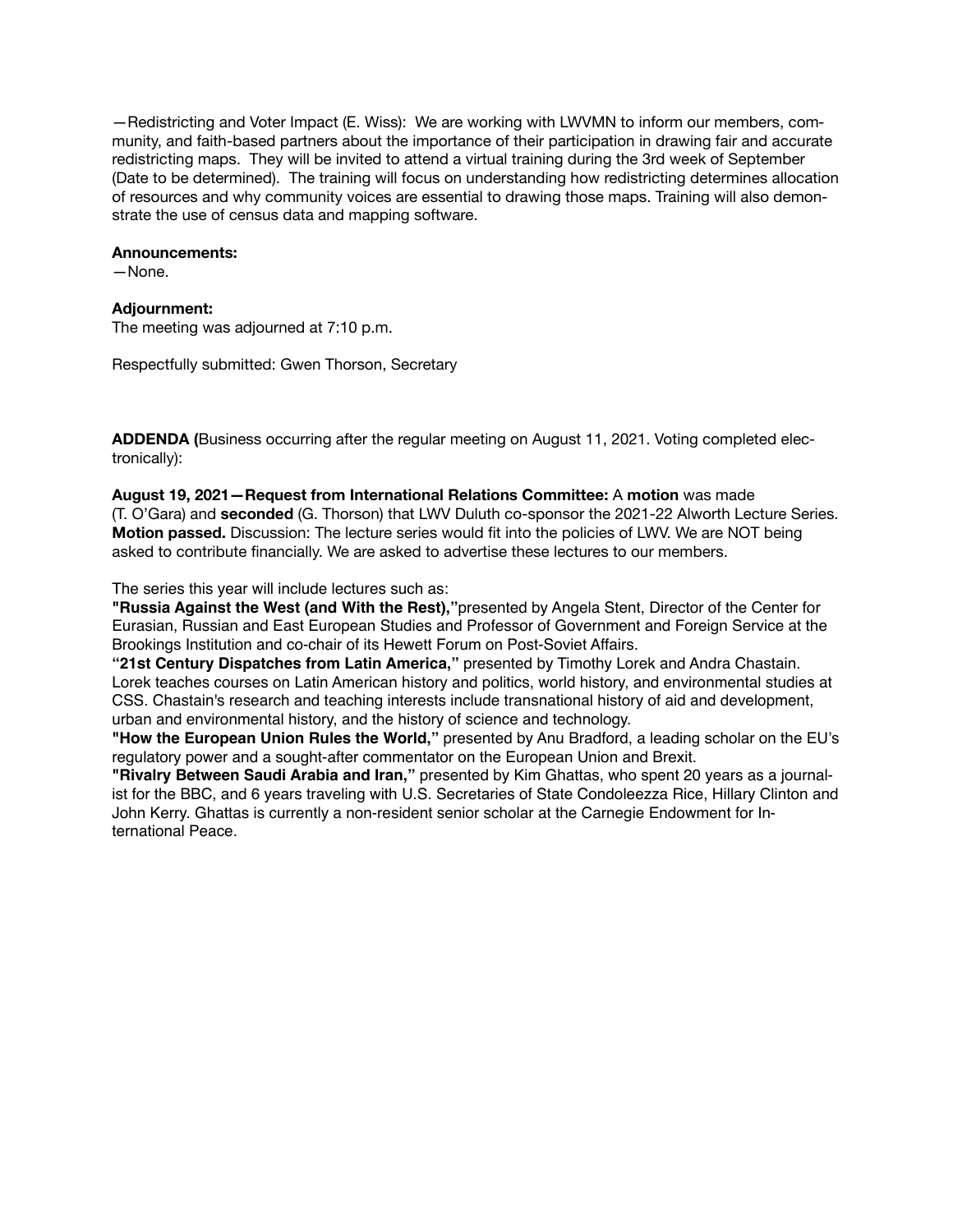—Redistricting and Voter Impact (E. Wiss): We are working with LWVMN to inform our members, community, and faith-based partners about the importance of their participation in drawing fair and accurate redistricting maps. They will be invited to attend a virtual training during the 3rd week of September (Date to be determined). The training will focus on understanding how redistricting determines allocation of resources and why community voices are essential to drawing those maps. Training will also demonstrate the use of census data and mapping software.

**Announcements:**
—None.

**Adjournment:**
The meeting was adjourned at 7:10 p.m.

Respectfully submitted: Gwen Thorson, Secretary

**ADDENDA (**Business occurring after the regular meeting on August 11, 2021. Voting completed electronically):

**August 19, 2021—Request from International Relations Committee:** A **motion** was made (T. O'Gara) and **seconded** (G. Thorson) that LWV Duluth co-sponsor the 2021-22 Alworth Lecture Series. **Motion passed.** Discussion: The lecture series would fit into the policies of LWV. We are NOT being asked to contribute financially. We are asked to advertise these lectures to our members.

The series this year will include lectures such as:
**"Russia Against the West (and With the Rest),"**presented by Angela Stent, Director of the Center for Eurasian, Russian and East European Studies and Professor of Government and Foreign Service at the Brookings Institution and co-chair of its Hewett Forum on Post-Soviet Affairs.
**"21st Century Dispatches from Latin America,"** presented by Timothy Lorek and Andra Chastain. Lorek teaches courses on Latin American history and politics, world history, and environmental studies at CSS. Chastain's research and teaching interests include transnational history of aid and development, urban and environmental history, and the history of science and technology.
**"How the European Union Rules the World,"** presented by Anu Bradford, a leading scholar on the EU's regulatory power and a sought-after commentator on the European Union and Brexit.
**"Rivalry Between Saudi Arabia and Iran,"** presented by Kim Ghattas, who spent 20 years as a journalist for the BBC, and 6 years traveling with U.S. Secretaries of State Condoleezza Rice, Hillary Clinton and John Kerry. Ghattas is currently a non-resident senior scholar at the Carnegie Endowment for International Peace.